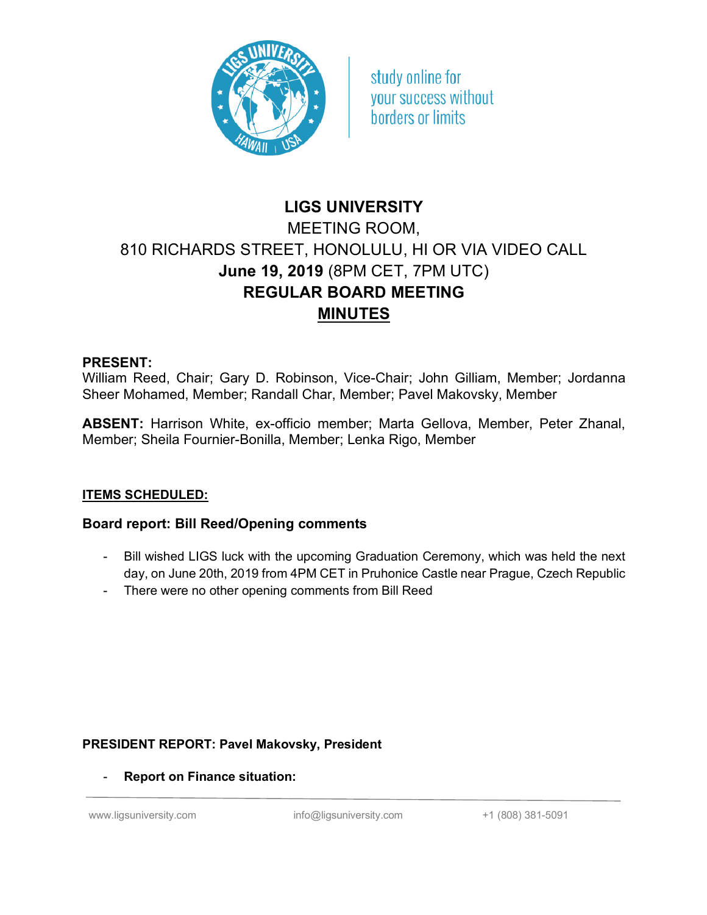study online for your success without borders or limits

# LIGS UNIVERSITY

MEETING ROOM,
810 RICHARDS STREET, HONOLULU, HI OR VIA VIDEO CALL
**June 19, 2019** (8PM CET, 7PM UTC)

**REGULAR BOARD MEETING**

**MINUTES**

**PRESENT:**
William Reed, Chair; Gary D. Robinson, Vice-Chair; John Gilliam, Member; Jordanna Sheer Mohamed, Member; Randall Char, Member; Pavel Makovsky, Member

**ABSENT:** Harrison White, ex-officio member; Marta Gellova, Member, Peter Zhanal, Member; Sheila Fournier-Bonilla, Member; Lenka Rigo, Member

**ITEMS SCHEDULED:**

### Board report: Bill Reed/Opening comments

- Bill wished LIGS luck with the upcoming Graduation Ceremony, which was held the next day, on June 20th, 2019 from 4PM CET in Pruhonice Castle near Prague, Czech Republic
- There were no other opening comments from Bill Reed

**PRESIDENT REPORT: Pavel Makovsky, President**

- **Report on Finance situation:**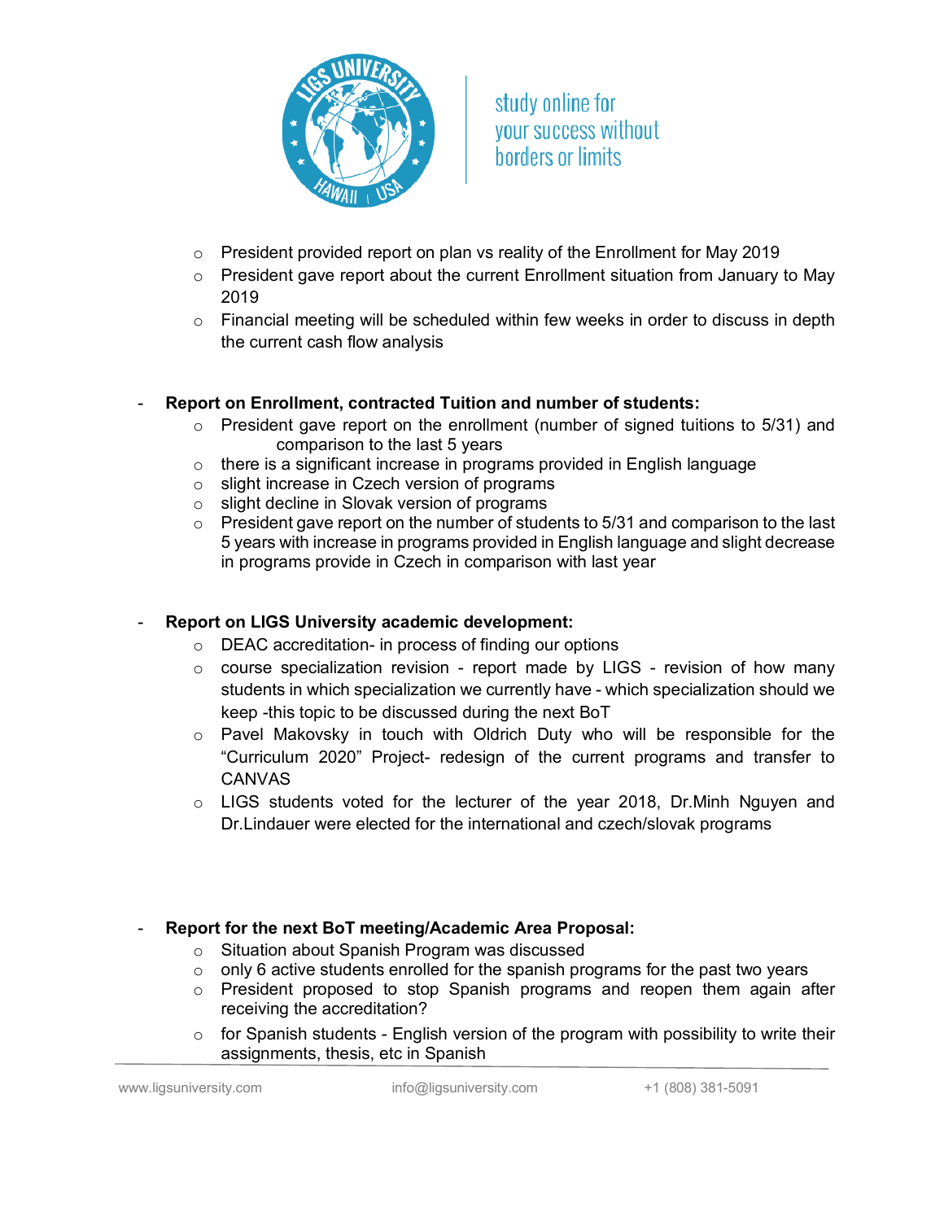- President provided report on plan vs reality of the Enrollment for May 2019
- President gave report about the current Enrollment situation from January to May 2019
- Financial meeting will be scheduled within few weeks in order to discuss in depth the current cash flow analysis

- **Report on Enrollment, contracted Tuition and number of students:**
  - President gave report on the enrollment (number of signed tuitions to 5/31) and comparison to the last 5 years
  - there is a significant increase in programs provided in English language
  - slight increase in Czech version of programs
  - slight decline in Slovak version of programs
  - President gave report on the number of students to 5/31 and comparison to the last 5 years with increase in programs provided in English language and slight decrease in programs provide in Czech in comparison with last year

- **Report on LIGS University academic development:**
  - DEAC accreditation- in process of finding our options
  - course specialization revision - report made by LIGS - revision of how many students in which specialization we currently have - which specialization should we keep -this topic to be discussed during the next BoT
  - Pavel Makovsky in touch with Oldrich Duty who will be responsible for the "Curriculum 2020" Project- redesign of the current programs and transfer to CANVAS
  - LIGS students voted for the lecturer of the year 2018, Dr.Minh Nguyen and Dr.Lindauer were elected for the international and czech/slovak programs

- **Report for the next BoT meeting/Academic Area Proposal:**
  - Situation about Spanish Program was discussed
  - only 6 active students enrolled for the spanish programs for the past two years
  - President proposed to stop Spanish programs and reopen them again after receiving the accreditation?
  - for Spanish students - English version of the program with possibility to write their assignments, thesis, etc in Spanish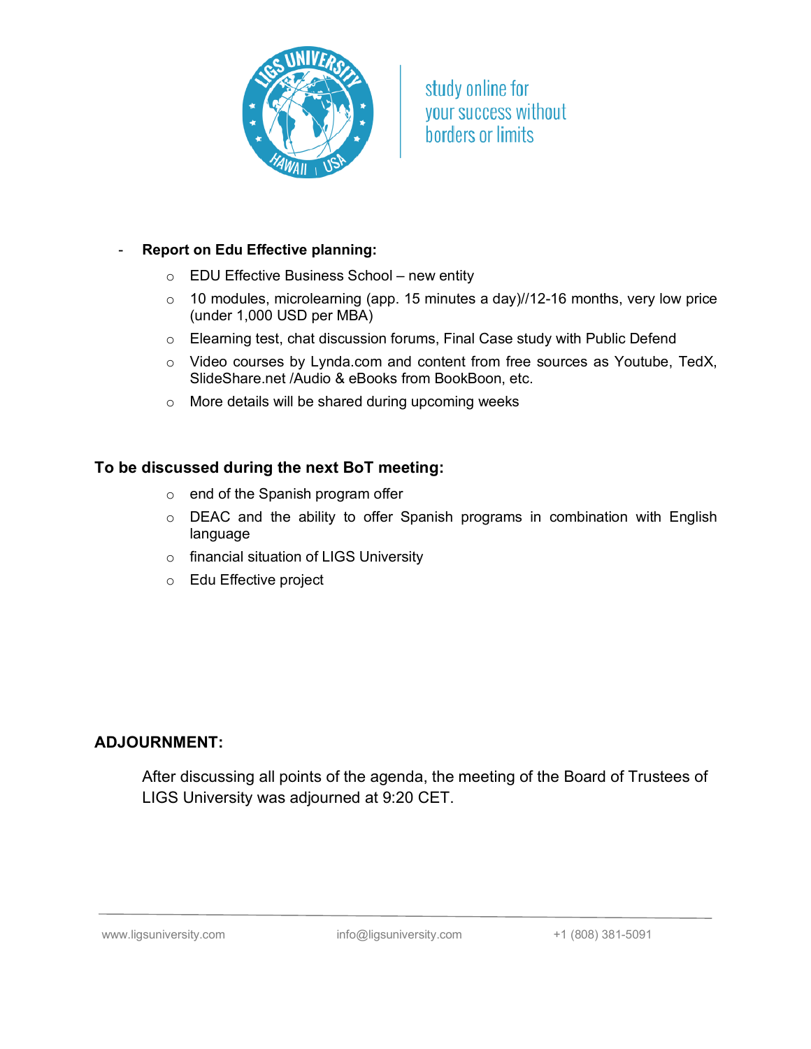- **Report on Edu Effective planning:**
  - EDU Effective Business School – new entity
  - 10 modules, microlearning (app. 15 minutes a day)//12-16 months, very low price (under 1,000 USD per MBA)
  - Elearning test, chat discussion forums, Final Case study with Public Defend
  - Video courses by Lynda.com and content from free sources as Youtube, TedX, SlideShare.net /Audio & eBooks from BookBoon, etc.
  - More details will be shared during upcoming weeks

**To be discussed during the next BoT meeting:**

- end of the Spanish program offer
- DEAC and the ability to offer Spanish programs in combination with English language
- financial situation of LIGS University
- Edu Effective project

**ADJOURNMENT:**

After discussing all points of the agenda, the meeting of the Board of Trustees of LIGS University was adjourned at 9:20 CET.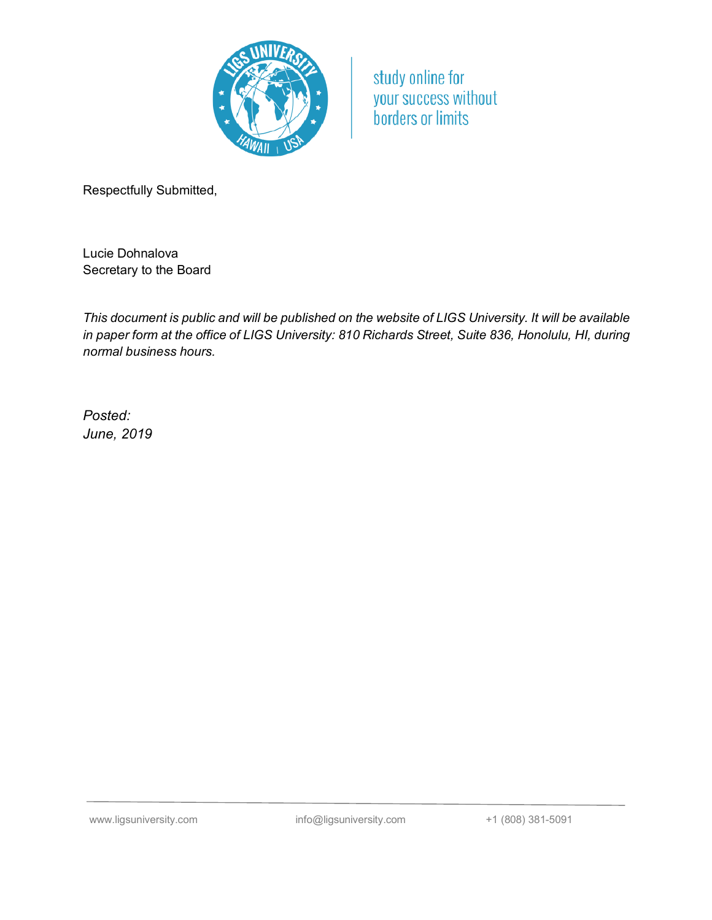Respectfully Submitted,

Lucie Dohnalova
Secretary to the Board

*This document is public and will be published on the website of LIGS University. It will be available in paper form at the office of LIGS University: 810 Richards Street, Suite 836, Honolulu, HI, during normal business hours.*

*Posted:*
*June, 2019*